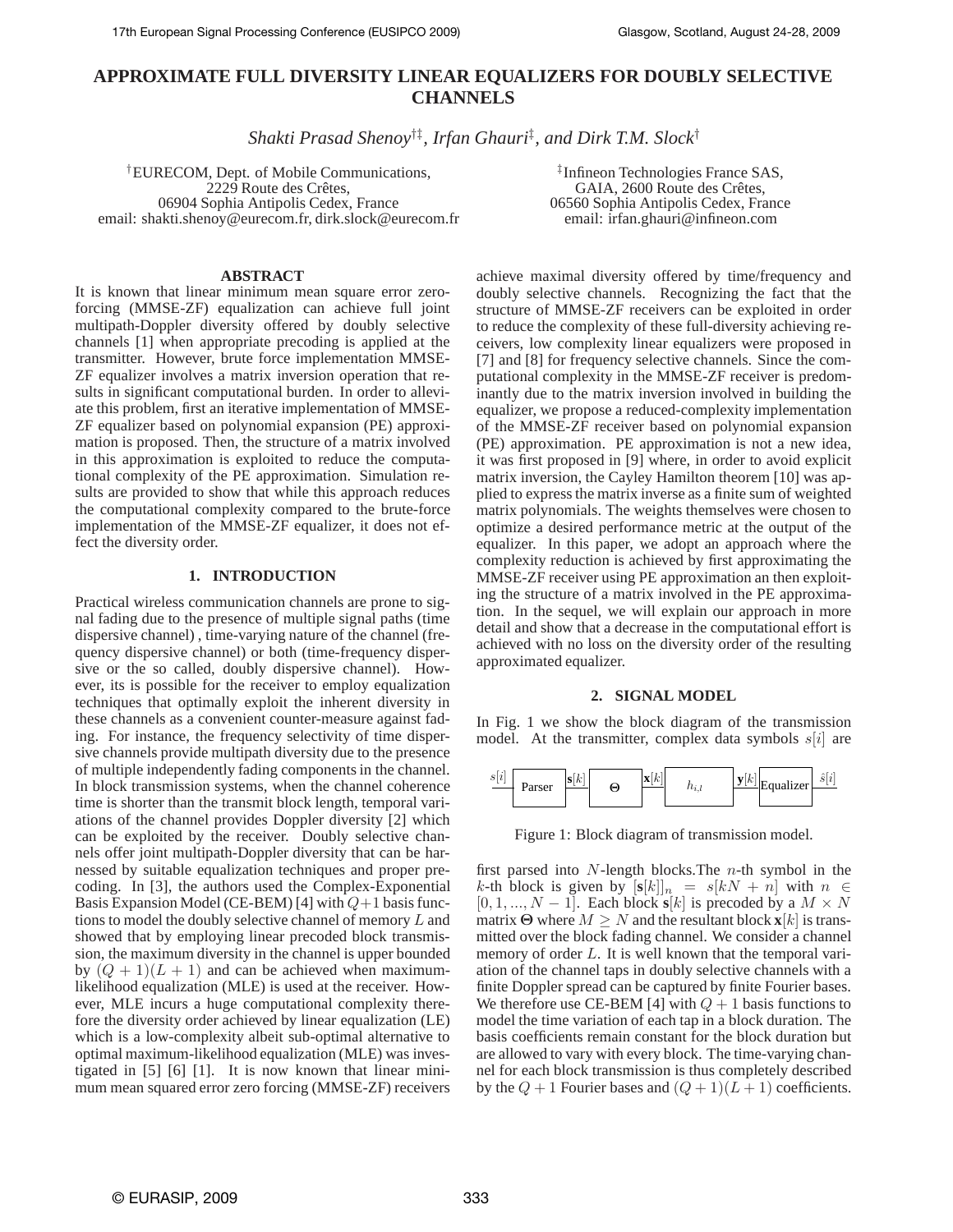# APPROXIMATE FULL DIVERSITY LINEAR EQUALIZERS FOR DOUBLY SELECTIVE CHANNELS

*Shakti Prasad Shenoy*[†‡]*, Irfan Ghauri*[‡]*, and Dirk T.M. Slock*[†]

[†]EURECOM, Dept. of Mobile Communications,
2229 Route des Crêtes,
06904 Sophia Antipolis Cedex, France
email: shakti.shenoy@eurecom.fr, dirk.slock@eurecom.fr

[‡]Infineon Technologies France SAS,
GAIA, 2600 Route des Crêtes,
06560 Sophia Antipolis Cedex, France
email: irfan.ghauri@infineon.com

### ABSTRACT

It is known that linear minimum mean square error zero-forcing (MMSE-ZF) equalization can achieve full joint multipath-Doppler diversity offered by doubly selective channels [1] when appropriate precoding is applied at the transmitter. However, brute force implementation MMSE-ZF equalizer involves a matrix inversion operation that results in significant computational burden. In order to alleviate this problem, first an iterative implementation of MMSE-ZF equalizer based on polynomial expansion (PE) approximation is proposed. Then, the structure of a matrix involved in this approximation is exploited to reduce the computational complexity of the PE approximation. Simulation results are provided to show that while this approach reduces the computational complexity compared to the brute-force implementation of the MMSE-ZF equalizer, it does not effect the diversity order.

## 1. INTRODUCTION

Practical wireless communication channels are prone to signal fading due to the presence of multiple signal paths (time dispersive channel) , time-varying nature of the channel (frequency dispersive channel) or both (time-frequency dispersive or the so called, doubly dispersive channel). However, its is possible for the receiver to employ equalization techniques that optimally exploit the inherent diversity in these channels as a convenient counter-measure against fading. For instance, the frequency selectivity of time dispersive channels provide multipath diversity due to the presence of multiple independently fading components in the channel. In block transmission systems, when the channel coherence time is shorter than the transmit block length, temporal variations of the channel provides Doppler diversity [2] which can be exploited by the receiver. Doubly selective channels offer joint multipath-Doppler diversity that can be harnessed by suitable equalization techniques and proper precoding. In [3], the authors used the Complex-Exponential Basis Expansion Model (CE-BEM) [4] with $Q+1$ basis functions to model the doubly selective channel of memory $L$ and showed that by employing linear precoded block transmission, the maximum diversity in the channel is upper bounded by $(Q+1)(L+1)$ and can be achieved when maximum-likelihood equalization (MLE) is used at the receiver. However, MLE incurs a huge computational complexity therefore the diversity order achieved by linear equalization (LE) which is a low-complexity albeit sub-optimal alternative to optimal maximum-likelihood equalization (MLE) was investigated in [5] [6] [1]. It is now known that linear minimum mean squared error zero forcing (MMSE-ZF) receivers achieve maximal diversity offered by time/frequency and doubly selective channels. Recognizing the fact that the structure of MMSE-ZF receivers can be exploited in order to reduce the complexity of these full-diversity achieving receivers, low complexity linear equalizers were proposed in [7] and [8] for frequency selective channels. Since the computational complexity in the MMSE-ZF receiver is predominantly due to the matrix inversion involved in building the equalizer, we propose a reduced-complexity implementation of the MMSE-ZF receiver based on polynomial expansion (PE) approximation. PE approximation is not a new idea, it was first proposed in [9] where, in order to avoid explicit matrix inversion, the Cayley Hamilton theorem [10] was applied to express the matrix inverse as a finite sum of weighted matrix polynomials. The weights themselves were chosen to optimize a desired performance metric at the output of the equalizer. In this paper, we adopt an approach where the complexity reduction is achieved by first approximating the MMSE-ZF receiver using PE approximation an then exploiting the structure of a matrix involved in the PE approximation. In the sequel, we will explain our approach in more detail and show that a decrease in the computational effort is achieved with no loss on the diversity order of the resulting approximated equalizer.

## 2. SIGNAL MODEL

In Fig. 1 we show the block diagram of the transmission model. At the transmitter, complex data symbols $s[i]$ are

$s[i]$ → Parser → $\mathbf{s}[k]$ → $\mathbf{\Theta}$ → $\mathbf{x}[k]$ → $h_{i,l}$ → $\mathbf{y}[k]$ → Equalizer → $\hat{s}[i]$

Figure 1: Block diagram of transmission model.

first parsed into $N$-length blocks.The $n$-th symbol in the $k$-th block is given by $[\mathbf{s}[k]]_n = s[kN+n]$ with $n \in [0,1,...,N-1]$. Each block $\mathbf{s}[k]$ is precoded by a $M \times N$ matrix $\mathbf{\Theta}$ where $M \geq N$ and the resultant block $\mathbf{x}[k]$ is transmitted over the block fading channel. We consider a channel memory of order $L$. It is well known that the temporal variation of the channel taps in doubly selective channels with a finite Doppler spread can be captured by finite Fourier bases. We therefore use CE-BEM [4] with $Q+1$ basis functions to model the time variation of each tap in a block duration. The basis coefficients remain constant for the block duration but are allowed to vary with every block. The time-varying channel for each block transmission is thus completely described by the $Q+1$ Fourier bases and $(Q+1)(L+1)$ coefficients.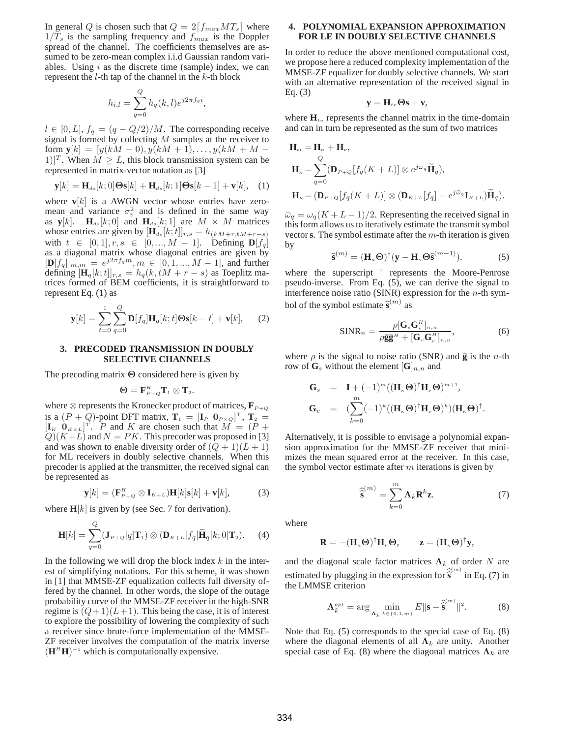In general $Q$ is chosen such that $Q = 2\lceil f_{max} M T_s \rceil$ where $1/T_s$ is the sampling frequency and $f_{max}$ is the Doppler spread of the channel. The coefficients themselves are assumed to be zero-mean complex i.i.d Gaussian random variables. Using $i$ as the discrete time (sample) index, we can represent the $l$-th tap of the channel in the $k$-th block

$$h_{i,l} = \sum_{q=0}^{Q} h_q(k,l) e^{j2\pi f_q i},$$

$l \in [0, L]$, $f_q = (q - Q/2)/M$. The corresponding receive signal is formed by collecting $M$ samples at the receiver to form $\mathbf{y}[k] = [y(kM+0), y(kM+1), \ldots, y(kM+M-1)]^T$. When $M \geq L$, this block transmission system can be represented in matrix-vector notation as [3]

$$\mathbf{y}[k] = \mathbf{H}_{ds}[k;0]\boldsymbol{\Theta}\mathbf{s}[k] + \mathbf{H}_{ds}[k;1]\boldsymbol{\Theta}\mathbf{s}[k-1] + \mathbf{v}[k], \quad (1)$$

where $\mathbf{v}[k]$ is a AWGN vector whose entries have zero-mean and variance $\sigma_v^2$ and is defined in the same way as $\mathbf{y}[k]$. $\mathbf{H}_{ds}[k;0]$ and $\mathbf{H}_{ds}[k;1]$ are $M \times M$ matrices whose entries are given by $[\mathbf{H}_{ds}[k;t]]_{r,s} = h_{(kM+r, tM+r-s)}$ with $t \in [0,1], r,s \in [0,...,M-1]$. Defining $\mathbf{D}[f_q]$ as a diagonal matrix whose diagonal entries are given by $[\mathbf{D}[f_q]]_{m,m} = e^{j2\pi f_q m}, m \in [0,1,...,M-1]$, and further defining $[\mathbf{H}_q[k;t]]_{r,s} = h_q(k, tM + r - s)$ as Toeplitz matrices formed of BEM coefficients, it is straightforward to represent Eq. (1) as

$$\mathbf{y}[k] = \sum_{t=0}^{1}\sum_{q=0}^{Q} \mathbf{D}[f_q]\mathbf{H}_q[k;t]\boldsymbol{\Theta}\mathbf{s}[k-t] + \mathbf{v}[k], \quad (2)$$

## 3. PRECODED TRANSMISSION IN DOUBLY SELECTIVE CHANNELS

The precoding matrix $\boldsymbol{\Theta}$ considered here is given by

$$\boldsymbol{\Theta} = \mathbf{F}_{P+Q}^H \mathbf{T}_1 \otimes \mathbf{T}_2.$$

where $\otimes$ represents the Kronecker product of matrices, $\mathbf{F}_{P+Q}$ is a $(P+Q)$-point DFT matrix, $\mathbf{T}_1 = [\mathbf{I}_P \;\; \mathbf{0}_{P\times Q}]^T$, $\mathbf{T}_2 = [\mathbf{I}_K \;\; \mathbf{0}_{K\times L}]^T$. $P$ and $K$ are chosen such that $M = (P+Q)(K+L)$ and $N = PK$. This precoder was proposed in [3] and was shown to enable diversity order of $(Q+1)(L+1)$ for ML receivers in doubly selective channels. When this precoder is applied at the transmitter, the received signal can be represented as

$$\mathbf{y}[k] = (\mathbf{F}_{P+Q}^H \otimes \mathbf{I}_{K+L})\mathbf{H}[k]\mathbf{s}[k] + \mathbf{v}[k], \quad (3)$$

where $\mathbf{H}[k]$ is given by (see Sec. 7 for derivation).

$$\mathbf{H}[k] = \sum_{q=0}^{Q} (\mathbf{J}_{P+Q}[q]\mathbf{T}_1) \otimes (\mathbf{D}_{K+L}[f_q]\widetilde{\mathbf{H}}_q[k;0]\mathbf{T}_2). \quad (4)$$

In the following we will drop the block index $k$ in the interest of simplifying notations. For this scheme, it was shown in [1] that MMSE-ZF equalization collects full diversity offered by the channel. In other words, the slope of the outage probability curve of the MMSE-ZF receiver in the high-SNR regime is $(Q+1)(L+1)$. This being the case, it is of interest to explore the possibility of lowering the complexity of such a receiver since brute-force implementation of the MMSE-ZF receiver involves the computation of the matrix inverse $(\mathbf{H}^H\mathbf{H})^{-1}$ which is computationally expensive.

## 4. POLYNOMIAL EXPANSION APPROXIMATION FOR LE IN DOUBLY SELECTIVE CHANNELS

In order to reduce the above mentioned computational cost, we propose here a reduced complexity implementation of the MMSE-ZF equalizer for doubly selective channels. We start with an alternative representation of the received signal in Eq. (3)

$$\mathbf{y} = \mathbf{H}_{tv}\boldsymbol{\Theta}\mathbf{s} + \mathbf{v},$$

where $\mathbf{H}_{tv}$ represents the channel matrix in the time-domain and can in turn be represented as the sum of two matrices

$$\mathbf{H}_{tv} = \mathbf{H}_{\kappa} + \mathbf{H}_{\nu},$$
$$\mathbf{H}_{\kappa} = \sum_{q=0}^{Q} (\mathbf{D}_{P+Q}[f_q(K+L)] \otimes e^{j\bar{\omega}_q}\widetilde{\mathbf{H}}_q),$$
$$\mathbf{H}_{\nu} = (\mathbf{D}_{P+Q}[f_q(K+L)] \otimes (\mathbf{D}_{K+L}[f_q] - e^{j\bar{\omega}_q}\mathbf{I}_{K+L})\widetilde{\mathbf{H}}_q).$$

$\bar{\omega}_q = \omega_q(K+L-1)/2$. Representing the received signal in this form allows us to iteratively estimate the transmit symbol vector $\mathbf{s}$. The symbol estimate after the $m$-th iteration is given by

$$\widehat{\mathbf{s}}^{(m)} = (\mathbf{H}_{\kappa}\boldsymbol{\Theta})^{\dagger}(\mathbf{y} - \mathbf{H}_{\nu}\boldsymbol{\Theta}\widehat{\mathbf{s}}^{(m-1)}). \quad (5)$$

where the superscript $^{\dagger}$ represents the Moore-Penrose pseudo-inverse. From Eq. (5), we can derive the signal to interference noise ratio (SINR) expression for the $n$-th symbol of the symbol estimate $\widehat{\mathbf{s}}^{(m)}$ as

$$\text{SINR}_n = \frac{\rho[\mathbf{G}_s\mathbf{G}_s^H]_{n,n}}{\rho\bar{\mathbf{g}}\bar{\mathbf{g}}^H + [\mathbf{G}_v\mathbf{G}_v^H]_{n,n}}, \quad (6)$$

where $\rho$ is the signal to noise ratio (SNR) and $\bar{\mathbf{g}}$ is the $n$-th row of $\mathbf{G}_s$ without the element $[\mathbf{G}]_{n,n}$ and

$$\mathbf{G}_s = \mathbf{I} + (-1)^m((\mathbf{H}_{\kappa}\boldsymbol{\Theta})^{\dagger}\mathbf{H}_{\nu}\boldsymbol{\Theta})^{m+1},$$
$$\mathbf{G}_v = (\sum_{k=0}^{m}(-1)^k((\mathbf{H}_{\kappa}\boldsymbol{\Theta})^{\dagger}\mathbf{H}_{\nu}\boldsymbol{\Theta})^k)(\mathbf{H}_{\kappa}\boldsymbol{\Theta})^{\dagger}.$$

Alternatively, it is possible to envisage a polynomial expansion approximation for the MMSE-ZF receiver that minimizes the mean squared error at the receiver. In this case, the symbol vector estimate after $m$ iterations is given by

$$\widehat{\widehat{\mathbf{s}}}^{(m)} = \sum_{k=0}^{m} \boldsymbol{\Lambda}_k \mathbf{R}^k \mathbf{z}. \quad (7)$$

where

$$\mathbf{R} = -(\mathbf{H}_{\kappa}\boldsymbol{\Theta})^{\dagger}\mathbf{H}_{\nu}\boldsymbol{\Theta}, \qquad \mathbf{z} = (\mathbf{H}_{\kappa}\boldsymbol{\Theta})^{\dagger}\mathbf{y},$$

and the diagonal scale factor matrices $\boldsymbol{\Lambda}_k$ of order $N$ are estimated by plugging in the expression for $\widehat{\widehat{\mathbf{s}}}^{(m)}$ in Eq. (7) in the LMMSE criterion

$$\boldsymbol{\Lambda}_k^{opt} = \arg\min_{\boldsymbol{\Lambda}_k : k\in\{0,1,m\}} E\|\mathbf{s} - \widehat{\widehat{\mathbf{s}}}^{(m)}\|^2. \quad (8)$$

Note that Eq. (5) corresponds to the special case of Eq. (8) where the diagonal elements of all $\boldsymbol{\Lambda}_k$ are unity. Another special case of Eq. (8) where the diagonal matrices $\boldsymbol{\Lambda}_k$ are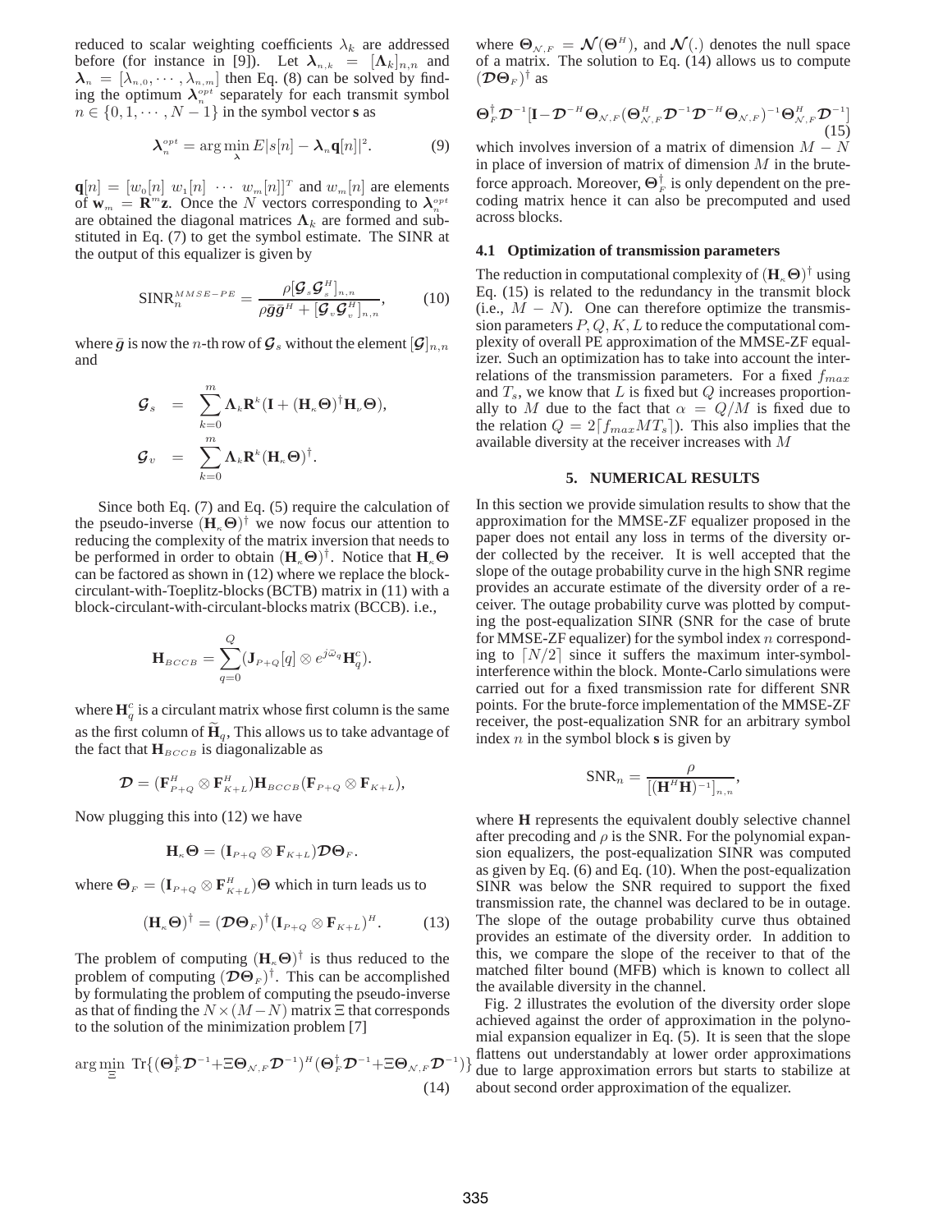reduced to scalar weighting coefficients $\lambda_k$ are addressed before (for instance in [9]). Let $\boldsymbol{\lambda}_{n,k} = [\boldsymbol{\Lambda}_k]_{n,n}$ and $\boldsymbol{\lambda}_n = [\lambda_{n,0}, \cdots, \lambda_{n,m}]$ then Eq. (8) can be solved by finding the optimum $\boldsymbol{\lambda}_n^{opt}$ separately for each transmit symbol $n \in \{0, 1, \cdots, N-1\}$ in the symbol vector **s** as

$$\boldsymbol{\lambda}_n^{opt} = \arg\min_{\boldsymbol{\lambda}} E|s[n] - \boldsymbol{\lambda}_n \mathbf{q}[n]|^2. \tag{9}$$

$\mathbf{q}[n] = [w_0[n] \ w_1[n] \ \cdots \ w_m[n]]^T$ and $w_m[n]$ are elements of $\mathbf{w}_m = \mathbf{R}^m \mathbf{z}$. Once the $N$ vectors corresponding to $\boldsymbol{\lambda}_n^{opt}$ are obtained the diagonal matrices $\boldsymbol{\Lambda}_k$ are formed and substituted in Eq. (7) to get the symbol estimate. The SINR at the output of this equalizer is given by

$$\text{SINR}_n^{MMSE-PE} = \frac{\rho[\boldsymbol{\mathcal{G}}_s \boldsymbol{\mathcal{G}}_s^H]_{n,n}}{\rho \bar{g}\bar{g}^H + [\boldsymbol{\mathcal{G}}_v \boldsymbol{\mathcal{G}}_v^H]_{n,n}}, \tag{10}$$

where $\bar{g}$ is now the $n$-th row of $\boldsymbol{\mathcal{G}}_s$ without the element $[\boldsymbol{\mathcal{G}}]_{n,n}$ and

$$\begin{aligned} \boldsymbol{\mathcal{G}}_s &= \sum_{k=0}^{m} \boldsymbol{\Lambda}_k \mathbf{R}^k (\mathbf{I} + (\mathbf{H}_\kappa \boldsymbol{\Theta})^\dagger \mathbf{H}_\nu \boldsymbol{\Theta}), \\ \boldsymbol{\mathcal{G}}_v &= \sum_{k=0}^{m} \boldsymbol{\Lambda}_k \mathbf{R}^k (\mathbf{H}_\kappa \boldsymbol{\Theta})^\dagger. \end{aligned}$$

Since both Eq. (7) and Eq. (5) require the calculation of the pseudo-inverse $(\mathbf{H}_\kappa \boldsymbol{\Theta})^\dagger$ we now focus our attention to reducing the complexity of the matrix inversion that needs to be performed in order to obtain $(\mathbf{H}_\kappa \boldsymbol{\Theta})^\dagger$. Notice that $\mathbf{H}_\kappa \boldsymbol{\Theta}$ can be factored as shown in (12) where we replace the block-circulant-with-Toeplitz-blocks (BCTB) matrix in (11) with a block-circulant-with-circulant-blocks matrix (BCCB). i.e.,

$$\mathbf{H}_{BCCB} = \sum_{q=0}^{Q} (\mathbf{J}_{P+Q}[q] \otimes e^{j\bar{\omega}_q} \mathbf{H}_q^c).$$

where $\mathbf{H}_q^c$ is a circulant matrix whose first column is the same as the first column of $\widetilde{\mathbf{H}}_q$, This allows us to take advantage of the fact that $\mathbf{H}_{BCCB}$ is diagonalizable as

$$\boldsymbol{\mathcal{D}} = (\mathbf{F}_{P+Q}^H \otimes \mathbf{F}_{K+L}^H) \mathbf{H}_{BCCB} (\mathbf{F}_{P+Q} \otimes \mathbf{F}_{K+L}),$$

Now plugging this into (12) we have

$$\mathbf{H}_\kappa \boldsymbol{\Theta} = (\mathbf{I}_{P+Q} \otimes \mathbf{F}_{K+L}) \boldsymbol{\mathcal{D}} \boldsymbol{\Theta}_F.$$

where $\boldsymbol{\Theta}_F = (\mathbf{I}_{P+Q} \otimes \mathbf{F}_{K+L}^H) \boldsymbol{\Theta}$ which in turn leads us to

$$(\mathbf{H}_\kappa \boldsymbol{\Theta})^\dagger = (\boldsymbol{\mathcal{D}} \boldsymbol{\Theta}_F)^\dagger (\mathbf{I}_{P+Q} \otimes \mathbf{F}_{K+L})^H. \tag{13}$$

The problem of computing $(\mathbf{H}_\kappa \boldsymbol{\Theta})^\dagger$ is thus reduced to the problem of computing $(\boldsymbol{\mathcal{D}} \boldsymbol{\Theta}_F)^\dagger$. This can be accomplished by formulating the problem of computing the pseudo-inverse as that of finding the $N \times (M-N)$ matrix $\Xi$ that corresponds to the solution of the minimization problem [7]

$$\arg\min_{\Xi} \ \text{Tr}\{(\boldsymbol{\Theta}_F^\dagger \boldsymbol{\mathcal{D}}^{-1} + \Xi \boldsymbol{\Theta}_{\mathcal{N},F} \boldsymbol{\mathcal{D}}^{-1})^H (\boldsymbol{\Theta}_F^\dagger \boldsymbol{\mathcal{D}}^{-1} + \Xi \boldsymbol{\Theta}_{\mathcal{N},F} \boldsymbol{\mathcal{D}}^{-1})\} \tag{14}$$

where $\boldsymbol{\Theta}_{\mathcal{N},F} = \boldsymbol{\mathcal{N}}(\boldsymbol{\Theta}^H)$, and $\boldsymbol{\mathcal{N}}(.)$ denotes the null space of a matrix. The solution to Eq. (14) allows us to compute $(\boldsymbol{\mathcal{D}} \boldsymbol{\Theta}_F)^\dagger$ as

$$\boldsymbol{\Theta}_F^\dagger \boldsymbol{\mathcal{D}}^{-1} [\mathbf{I} - \boldsymbol{\mathcal{D}}^{-H} \boldsymbol{\Theta}_{\mathcal{N},F} (\boldsymbol{\Theta}_{\mathcal{N},F}^H \boldsymbol{\mathcal{D}}^{-1} \boldsymbol{\mathcal{D}}^{-H} \boldsymbol{\Theta}_{\mathcal{N},F})^{-1} \boldsymbol{\Theta}_{\mathcal{N},F}^H \boldsymbol{\mathcal{D}}^{-1}] \tag{15}$$

which involves inversion of a matrix of dimension $M - N$ in place of inversion of matrix of dimension $M$ in the brute-force approach. Moreover, $\boldsymbol{\Theta}_F^\dagger$ is only dependent on the precoding matrix hence it can also be precomputed and used across blocks.

### 4.1 Optimization of transmission parameters

The reduction in computational complexity of $(\mathbf{H}_\kappa \boldsymbol{\Theta})^\dagger$ using Eq. (15) is related to the redundancy in the transmit block (i.e., $M - N$). One can therefore optimize the transmission parameters $P, Q, K, L$ to reduce the computational complexity of overall PE approximation of the MMSE-ZF equalizer. Such an optimization has to take into account the interrelations of the transmission parameters. For a fixed $f_{max}$ and $T_s$, we know that $L$ is fixed but $Q$ increases proportionally to $M$ due to the fact that $\alpha = Q/M$ is fixed due to the relation $Q = 2\lceil f_{max} M T_s \rceil$). This also implies that the available diversity at the receiver increases with $M$

## 5. NUMERICAL RESULTS

In this section we provide simulation results to show that the approximation for the MMSE-ZF equalizer proposed in the paper does not entail any loss in terms of the diversity order collected by the receiver. It is well accepted that the slope of the outage probability curve in the high SNR regime provides an accurate estimate of the diversity order of a receiver. The outage probability curve was plotted by computing the post-equalization SINR (SNR for the case of brute for MMSE-ZF equalizer) for the symbol index $n$ corresponding to $\lceil N/2 \rceil$ since it suffers the maximum inter-symbol-interference within the block. Monte-Carlo simulations were carried out for a fixed transmission rate for different SNR points. For the brute-force implementation of the MMSE-ZF receiver, the post-equalization SNR for an arbitrary symbol index $n$ in the symbol block **s** is given by

$$\text{SNR}_n = \frac{\rho}{[(\mathbf{H}^H \mathbf{H})^{-1}]_{n,n}},$$

where **H** represents the equivalent doubly selective channel after precoding and $\rho$ is the SNR. For the polynomial expansion equalizers, the post-equalization SINR was computed as given by Eq. (6) and Eq. (10). When the post-equalization SINR was below the SNR required to support the fixed transmission rate, the channel was declared to be in outage. The slope of the outage probability curve thus obtained provides an estimate of the diversity order. In addition to this, we compare the slope of the receiver to that of the matched filter bound (MFB) which is known to collect all the available diversity in the channel.

Fig. 2 illustrates the evolution of the diversity order slope achieved against the order of approximation in the polynomial expansion equalizer in Eq. (5). It is seen that the slope flattens out understandably at lower order approximations due to large approximation errors but starts to stabilize at about second order approximation of the equalizer.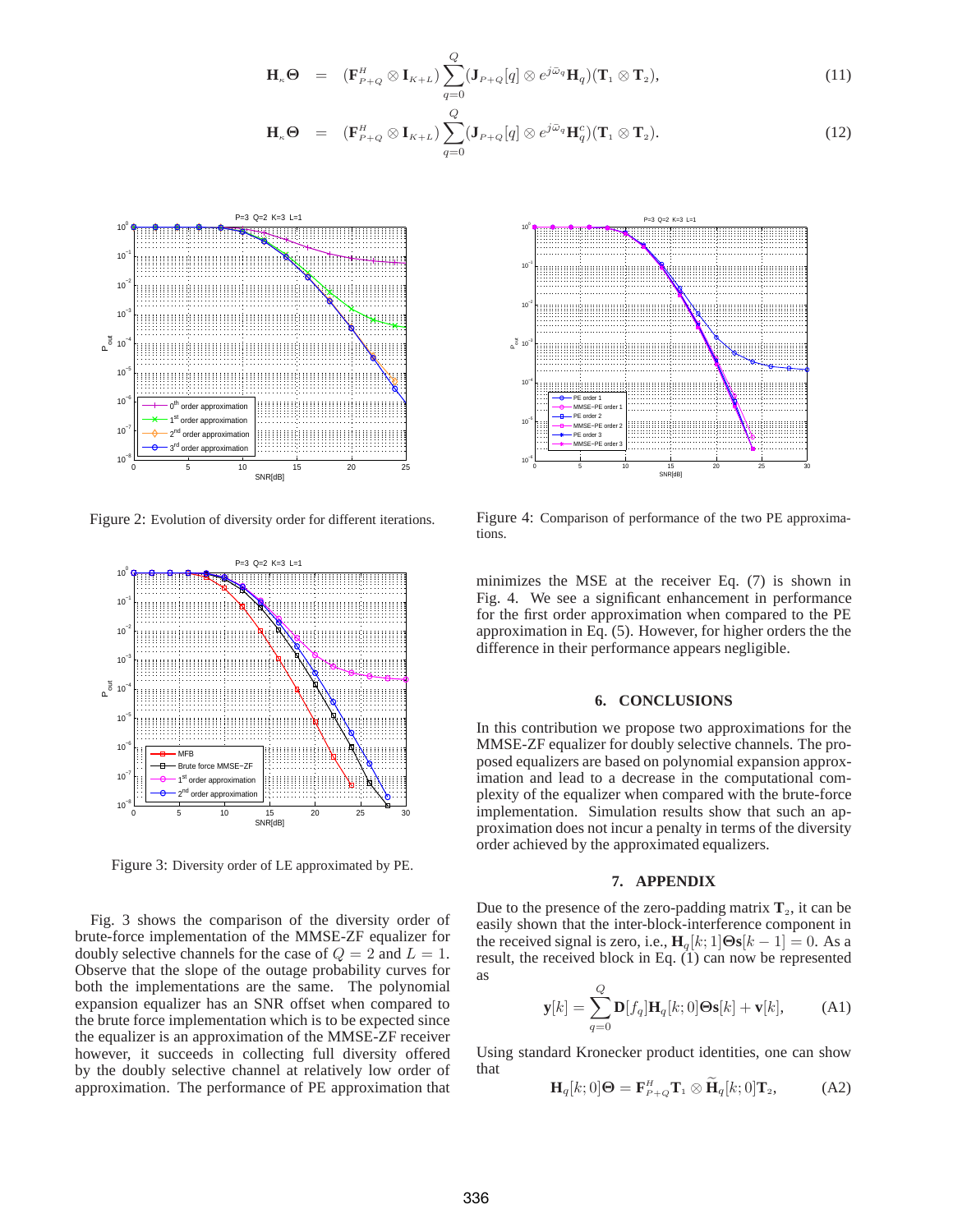$$\mathbf{H}_{\kappa}\mathbf{\Theta} = (\mathbf{F}^H_{P+Q} \otimes \mathbf{I}_{K+L}) \sum_{q=0}^{Q} (\mathbf{J}_{P+Q}[q] \otimes e^{j\bar{\omega}_q}\mathbf{H}_q)(\mathbf{T}_1 \otimes \mathbf{T}_2), \tag{11}$$

$$\mathbf{H}_{\kappa}\mathbf{\Theta} = (\mathbf{F}^H_{P+Q} \otimes \mathbf{I}_{K+L}) \sum_{q=0}^{Q} (\mathbf{J}_{P+Q}[q] \otimes e^{j\bar{\omega}_q}\mathbf{H}^c_q)(\mathbf{T}_1 \otimes \mathbf{T}_2). \tag{12}$$

Figure 2: Evolution of diversity order for different iterations.

Figure 3: Diversity order of LE approximated by PE.

Fig. 3 shows the comparison of the diversity order of brute-force implementation of the MMSE-ZF equalizer for doubly selective channels for the case of $Q = 2$ and $L = 1$. Observe that the slope of the outage probability curves for both the implementations are the same. The polynomial expansion equalizer has an SNR offset when compared to the brute force implementation which is to be expected since the equalizer is an approximation of the MMSE-ZF receiver however, it succeeds in collecting full diversity offered by the doubly selective channel at relatively low order of approximation. The performance of PE approximation that minimizes the MSE at the receiver Eq. (7) is shown in Fig. 4. We see a significant enhancement in performance for the first order approximation when compared to the PE approximation in Eq. (5). However, for higher orders the the difference in their performance appears negligible.

Figure 4: Comparison of performance of the two PE approximations.

## 6. CONCLUSIONS

In this contribution we propose two approximations for the MMSE-ZF equalizer for doubly selective channels. The proposed equalizers are based on polynomial expansion approximation and lead to a decrease in the computational complexity of the equalizer when compared with the brute-force implementation. Simulation results show that such an approximation does not incur a penalty in terms of the diversity order achieved by the approximated equalizers.

## 7. APPENDIX

Due to the presence of the zero-padding matrix $\mathbf{T}_2$, it can be easily shown that the inter-block-interference component in the received signal is zero, i.e., $\mathbf{H}_q[k;1]\mathbf{\Theta}\mathbf{s}[k-1] = 0$. As a result, the received block in Eq. (1) can now be represented as

$$\mathbf{y}[k] = \sum_{q=0}^{Q} \mathbf{D}[f_q]\mathbf{H}_q[k;0]\mathbf{\Theta}\mathbf{s}[k] + \mathbf{v}[k], \tag{A1}$$

Using standard Kronecker product identities, one can show that

$$\mathbf{H}_q[k;0]\mathbf{\Theta} = \mathbf{F}^H_{P+Q}\mathbf{T}_1 \otimes \widetilde{\mathbf{H}}_q[k;0]\mathbf{T}_2, \tag{A2}$$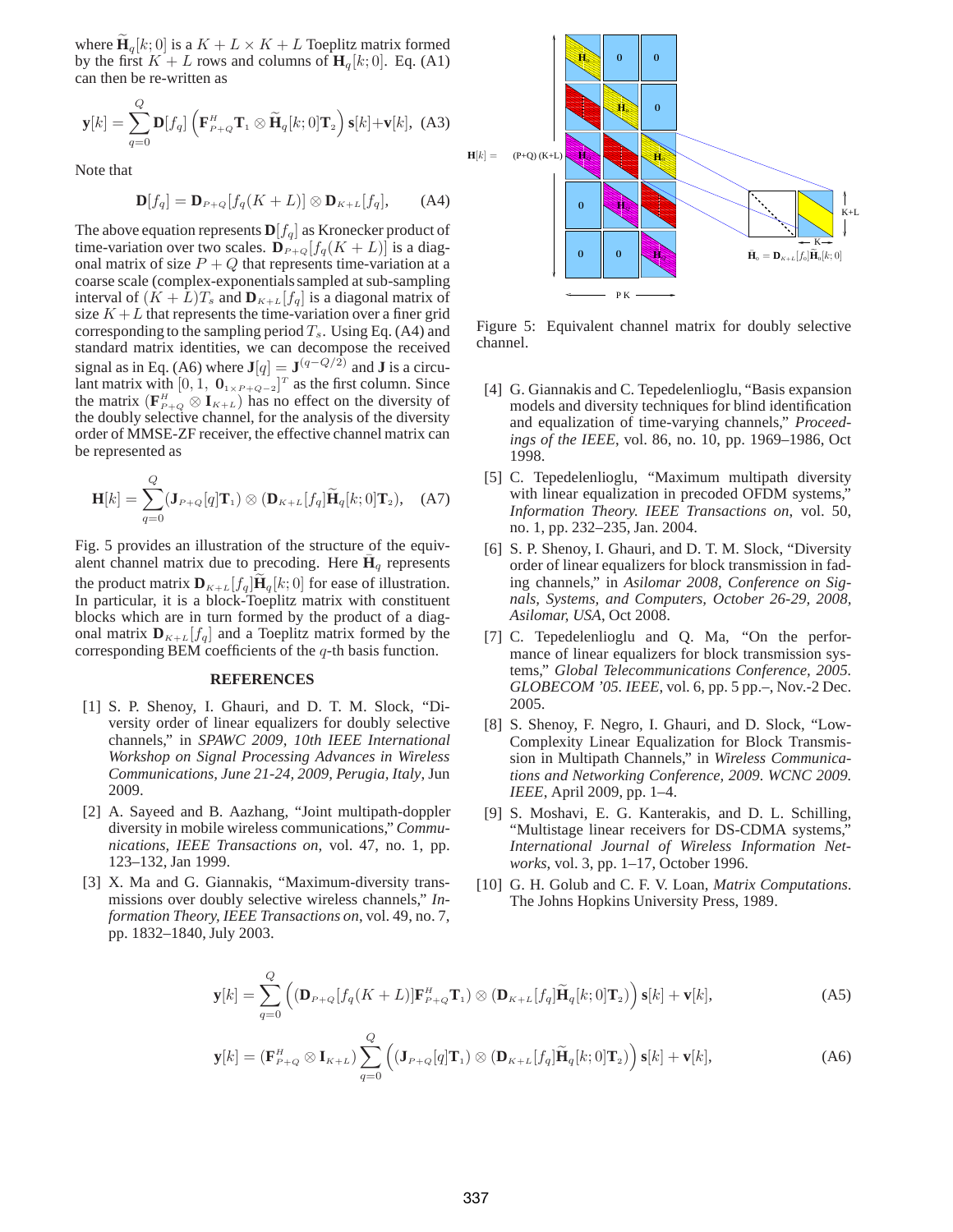where $\widetilde{\mathbf{H}}_q[k;0]$ is a $K+L \times K+L$ Toeplitz matrix formed by the first $K+L$ rows and columns of $\mathbf{H}_q[k;0]$. Eq. (A1) can then be re-written as

$$\mathbf{y}[k] = \sum_{q=0}^{Q} \mathbf{D}[f_q] \left( \mathbf{F}_{P+Q}^H \mathbf{T}_1 \otimes \widetilde{\mathbf{H}}_q[k;0] \mathbf{T}_2 \right) \mathbf{s}[k] + \mathbf{v}[k], \quad \text{(A3)}$$

Note that

$$\mathbf{D}[f_q] = \mathbf{D}_{P+Q}[f_q(K+L)] \otimes \mathbf{D}_{K+L}[f_q], \quad \text{(A4)}$$

The above equation represents $\mathbf{D}[f_q]$ as Kronecker product of time-variation over two scales. $\mathbf{D}_{P+Q}[f_q(K+L)]$ is a diagonal matrix of size $P+Q$ that represents time-variation at a coarse scale (complex-exponentials sampled at sub-sampling interval of $(K+L)T_s$ and $\mathbf{D}_{K+L}[f_q]$ is a diagonal matrix of size $K+L$ that represents the time-variation over a finer grid corresponding to the sampling period $T_s$. Using Eq. (A4) and standard matrix identities, we can decompose the received signal as in Eq. (A6) where $\mathbf{J}[q] = \mathbf{J}^{(q-Q/2)}$ and $\mathbf{J}$ is a circulant matrix with $[0, 1, \mathbf{0}_{1\times P+Q-2}]^T$ as the first column. Since the matrix $(\mathbf{F}_{P+Q}^H \otimes \mathbf{I}_{K+L})$ has no effect on the diversity of the doubly selective channel, for the analysis of the diversity order of MMSE-ZF receiver, the effective channel matrix can be represented as

$$\mathbf{H}[k] = \sum_{q=0}^{Q} (\mathbf{J}_{P+Q}[q]\mathbf{T}_1) \otimes (\mathbf{D}_{K+L}[f_q]\widetilde{\mathbf{H}}_q[k;0]\mathbf{T}_2), \quad \text{(A7)}$$

Fig. 5 provides an illustration of the structure of the equivalent channel matrix due to precoding. Here $\bar{\mathbf{H}}_q$ represents the product matrix $\mathbf{D}_{K+L}[f_q]\widetilde{\mathbf{H}}_q[k;0]$ for ease of illustration. In particular, it is a block-Toeplitz matrix with constituent blocks which are in turn formed by the product of a diagonal matrix $\mathbf{D}_{K+L}[f_q]$ and a Toeplitz matrix formed by the corresponding BEM coefficients of the $q$-th basis function.

$\mathbf{H}[k] =$ (P+Q) (K+L)

PK

K+L

K

$\bar{\mathbf{H}}_0 = \mathbf{D}_{K+L}[f_0]\widetilde{\mathbf{H}}_0[k;0]$

Figure 5: Equivalent channel matrix for doubly selective channel.

$$\mathbf{y}[k] = \sum_{q=0}^{Q} \Big( (\mathbf{D}_{P+Q}[f_q(K+L)]\mathbf{F}_{P+Q}^H\mathbf{T}_1) \otimes (\mathbf{D}_{K+L}[f_q]\widetilde{\mathbf{H}}_q[k;0]\mathbf{T}_2) \Big) \mathbf{s}[k] + \mathbf{v}[k], \quad \text{(A5)}$$

$$\mathbf{y}[k] = (\mathbf{F}_{P+Q}^H \otimes \mathbf{I}_{K+L}) \sum_{q=0}^{Q} \Big( (\mathbf{J}_{P+Q}[q]\mathbf{T}_1) \otimes (\mathbf{D}_{K+L}[f_q]\widetilde{\mathbf{H}}_q[k;0]\mathbf{T}_2) \Big) \mathbf{s}[k] + \mathbf{v}[k], \quad \text{(A6)}$$

## REFERENCES

[1] S. P. Shenoy, I. Ghauri, and D. T. M. Slock, "Diversity order of linear equalizers for doubly selective channels," in *SPAWC 2009, 10th IEEE International Workshop on Signal Processing Advances in Wireless Communications, June 21-24, 2009, Perugia, Italy*, Jun 2009.

[2] A. Sayeed and B. Aazhang, "Joint multipath-doppler diversity in mobile wireless communications," *Communications, IEEE Transactions on*, vol. 47, no. 1, pp. 123–132, Jan 1999.

[3] X. Ma and G. Giannakis, "Maximum-diversity transmissions over doubly selective wireless channels," *Information Theory, IEEE Transactions on*, vol. 49, no. 7, pp. 1832–1840, July 2003.

[4] G. Giannakis and C. Tepedelenlioglu, "Basis expansion models and diversity techniques for blind identification and equalization of time-varying channels," *Proceedings of the IEEE*, vol. 86, no. 10, pp. 1969–1986, Oct 1998.

[5] C. Tepedelenlioglu, "Maximum multipath diversity with linear equalization in precoded OFDM systems," *Information Theory, IEEE Transactions on*, vol. 50, no. 1, pp. 232–235, Jan. 2004.

[6] S. P. Shenoy, I. Ghauri, and D. T. M. Slock, "Diversity order of linear equalizers for block transmission in fading channels," in *Asilomar 2008, Conference on Signals, Systems, and Computers, October 26-29, 2008, Asilomar, USA*, Oct 2008.

[7] C. Tepedelenlioglu and Q. Ma, "On the performance of linear equalizers for block transmission systems," *Global Telecommunications Conference, 2005. GLOBECOM '05. IEEE*, vol. 6, pp. 5 pp.–, Nov.-2 Dec. 2005.

[8] S. Shenoy, F. Negro, I. Ghauri, and D. Slock, "Low-Complexity Linear Equalization for Block Transmission in Multipath Channels," in *Wireless Communications and Networking Conference, 2009. WCNC 2009. IEEE*, April 2009, pp. 1–4.

[9] S. Moshavi, E. G. Kanterakis, and D. L. Schilling, "Multistage linear receivers for DS-CDMA systems," *International Journal of Wireless Information Networks*, vol. 3, pp. 1–17, October 1996.

[10] G. H. Golub and C. F. V. Loan, *Matrix Computations*. The Johns Hopkins University Press, 1989.